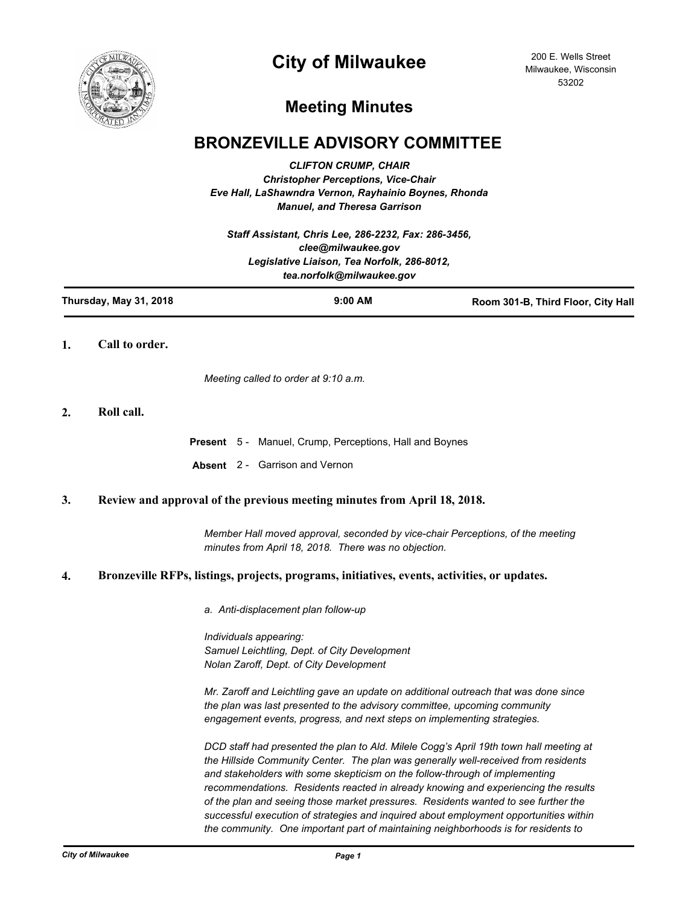# City of Milwaukee

200 E. Wells Street
Milwaukee, Wisconsin
53202

## Meeting Minutes

## BRONZEVILLE ADVISORY COMMITTEE

*CLIFTON CRUMP, CHAIR*
*Christopher Perceptions, Vice-Chair*
*Eve Hall, LaShawndra Vernon, Rayhainio Boynes, Rhonda Manuel, and Theresa Garrison*

*Staff Assistant, Chris Lee, 286-2232, Fax: 286-3456, clee@milwaukee.gov*
*Legislative Liaison, Tea Norfolk, 286-8012, tea.norfolk@milwaukee.gov*

**Thursday, May 31, 2018** | **9:00 AM** | **Room 301-B, Third Floor, City Hall**

**1. Call to order.**

*Meeting called to order at 9:10 a.m.*

**2. Roll call.**

**Present** 5 - Manuel, Crump, Perceptions, Hall and Boynes

**Absent** 2 - Garrison and Vernon

**3. Review and approval of the previous meeting minutes from April 18, 2018.**

*Member Hall moved approval, seconded by vice-chair Perceptions, of the meeting minutes from April 18, 2018. There was no objection.*

**4. Bronzeville RFPs, listings, projects, programs, initiatives, events, activities, or updates.**

*a. Anti-displacement plan follow-up*

*Individuals appearing:*
*Samuel Leichtling, Dept. of City Development*
*Nolan Zaroff, Dept. of City Development*

*Mr. Zaroff and Leichtling gave an update on additional outreach that was done since the plan was last presented to the advisory committee, upcoming community engagement events, progress, and next steps on implementing strategies.*

*DCD staff had presented the plan to Ald. Milele Cogg's April 19th town hall meeting at the Hillside Community Center. The plan was generally well-received from residents and stakeholders with some skepticism on the follow-through of implementing recommendations. Residents reacted in already knowing and experiencing the results of the plan and seeing those market pressures. Residents wanted to see further the successful execution of strategies and inquired about employment opportunities within the community. One important part of maintaining neighborhoods is for residents to*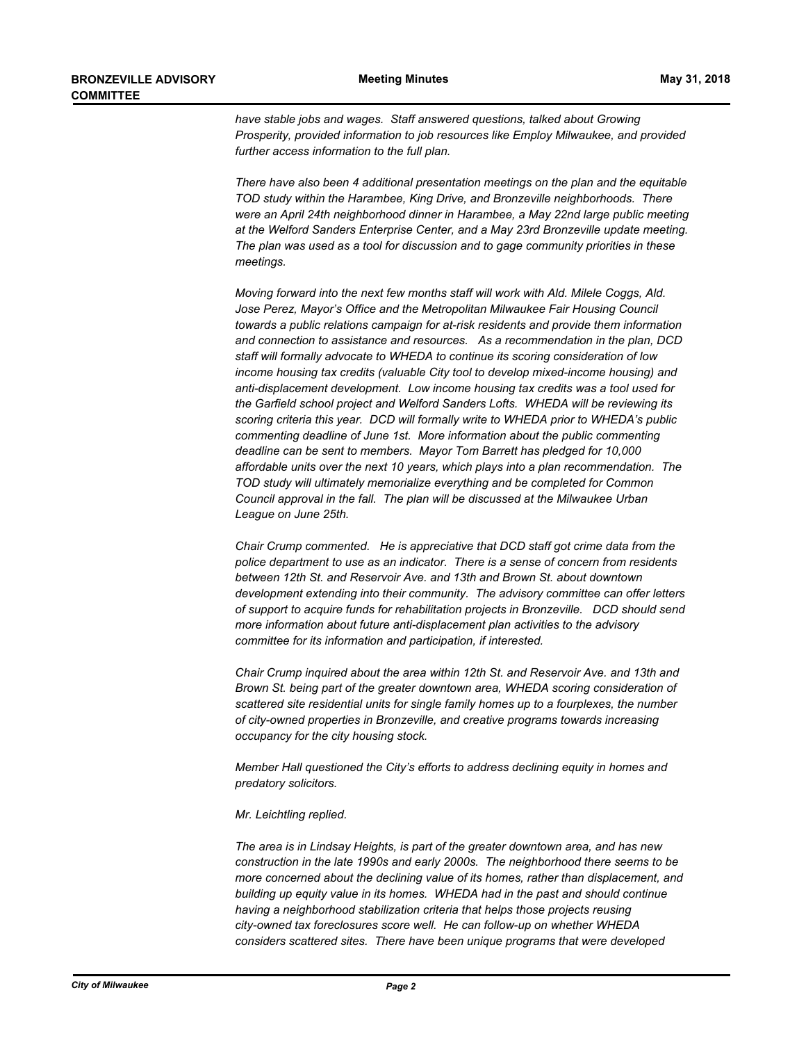*have stable jobs and wages. Staff answered questions, talked about Growing Prosperity, provided information to job resources like Employ Milwaukee, and provided further access information to the full plan.*

*There have also been 4 additional presentation meetings on the plan and the equitable TOD study within the Harambee, King Drive, and Bronzeville neighborhoods. There were an April 24th neighborhood dinner in Harambee, a May 22nd large public meeting at the Welford Sanders Enterprise Center, and a May 23rd Bronzeville update meeting. The plan was used as a tool for discussion and to gage community priorities in these meetings.*

*Moving forward into the next few months staff will work with Ald. Milele Coggs, Ald. Jose Perez, Mayor's Office and the Metropolitan Milwaukee Fair Housing Council towards a public relations campaign for at-risk residents and provide them information and connection to assistance and resources. As a recommendation in the plan, DCD staff will formally advocate to WHEDA to continue its scoring consideration of low income housing tax credits (valuable City tool to develop mixed-income housing) and anti-displacement development. Low income housing tax credits was a tool used for the Garfield school project and Welford Sanders Lofts. WHEDA will be reviewing its scoring criteria this year. DCD will formally write to WHEDA prior to WHEDA's public commenting deadline of June 1st. More information about the public commenting deadline can be sent to members. Mayor Tom Barrett has pledged for 10,000 affordable units over the next 10 years, which plays into a plan recommendation. The TOD study will ultimately memorialize everything and be completed for Common Council approval in the fall. The plan will be discussed at the Milwaukee Urban League on June 25th.*

*Chair Crump commented. He is appreciative that DCD staff got crime data from the police department to use as an indicator. There is a sense of concern from residents between 12th St. and Reservoir Ave. and 13th and Brown St. about downtown development extending into their community. The advisory committee can offer letters of support to acquire funds for rehabilitation projects in Bronzeville. DCD should send more information about future anti-displacement plan activities to the advisory committee for its information and participation, if interested.*

*Chair Crump inquired about the area within 12th St. and Reservoir Ave. and 13th and Brown St. being part of the greater downtown area, WHEDA scoring consideration of scattered site residential units for single family homes up to a fourplexes, the number of city-owned properties in Bronzeville, and creative programs towards increasing occupancy for the city housing stock.*

*Member Hall questioned the City's efforts to address declining equity in homes and predatory solicitors.*

*Mr. Leichtling replied.*

*The area is in Lindsay Heights, is part of the greater downtown area, and has new construction in the late 1990s and early 2000s. The neighborhood there seems to be more concerned about the declining value of its homes, rather than displacement, and building up equity value in its homes. WHEDA had in the past and should continue having a neighborhood stabilization criteria that helps those projects reusing city-owned tax foreclosures score well. He can follow-up on whether WHEDA considers scattered sites. There have been unique programs that were developed*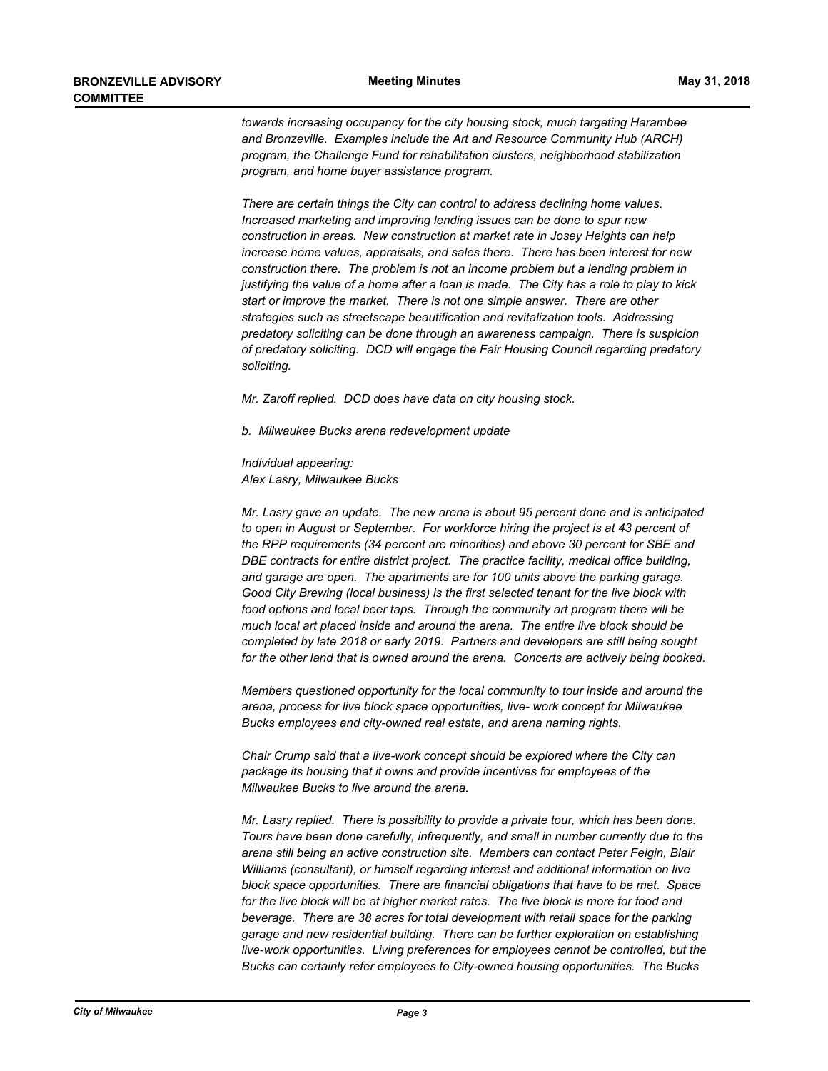*towards increasing occupancy for the city housing stock, much targeting Harambee and Bronzeville. Examples include the Art and Resource Community Hub (ARCH) program, the Challenge Fund for rehabilitation clusters, neighborhood stabilization program, and home buyer assistance program.*

*There are certain things the City can control to address declining home values. Increased marketing and improving lending issues can be done to spur new construction in areas. New construction at market rate in Josey Heights can help increase home values, appraisals, and sales there. There has been interest for new construction there. The problem is not an income problem but a lending problem in justifying the value of a home after a loan is made. The City has a role to play to kick start or improve the market. There is not one simple answer. There are other strategies such as streetscape beautification and revitalization tools. Addressing predatory soliciting can be done through an awareness campaign. There is suspicion of predatory soliciting. DCD will engage the Fair Housing Council regarding predatory soliciting.*

*Mr. Zaroff replied. DCD does have data on city housing stock.*

*b. Milwaukee Bucks arena redevelopment update*

*Individual appearing:*
*Alex Lasry, Milwaukee Bucks*

*Mr. Lasry gave an update. The new arena is about 95 percent done and is anticipated to open in August or September. For workforce hiring the project is at 43 percent of the RPP requirements (34 percent are minorities) and above 30 percent for SBE and DBE contracts for entire district project. The practice facility, medical office building, and garage are open. The apartments are for 100 units above the parking garage. Good City Brewing (local business) is the first selected tenant for the live block with food options and local beer taps. Through the community art program there will be much local art placed inside and around the arena. The entire live block should be completed by late 2018 or early 2019. Partners and developers are still being sought for the other land that is owned around the arena. Concerts are actively being booked.*

*Members questioned opportunity for the local community to tour inside and around the arena, process for live block space opportunities, live- work concept for Milwaukee Bucks employees and city-owned real estate, and arena naming rights.*

*Chair Crump said that a live-work concept should be explored where the City can package its housing that it owns and provide incentives for employees of the Milwaukee Bucks to live around the arena.*

*Mr. Lasry replied. There is possibility to provide a private tour, which has been done. Tours have been done carefully, infrequently, and small in number currently due to the arena still being an active construction site. Members can contact Peter Feigin, Blair Williams (consultant), or himself regarding interest and additional information on live block space opportunities. There are financial obligations that have to be met. Space for the live block will be at higher market rates. The live block is more for food and beverage. There are 38 acres for total development with retail space for the parking garage and new residential building. There can be further exploration on establishing live-work opportunities. Living preferences for employees cannot be controlled, but the Bucks can certainly refer employees to City-owned housing opportunities. The Bucks*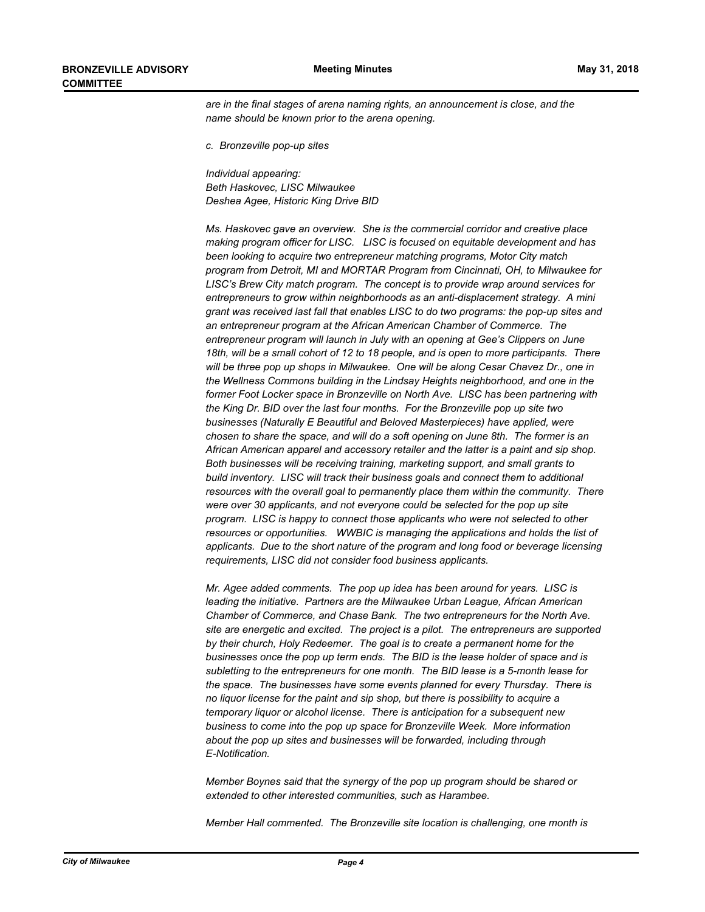*are in the final stages of arena naming rights, an announcement is close, and the name should be known prior to the arena opening.*

*c. Bronzeville pop-up sites*

*Individual appearing:*
*Beth Haskovec, LISC Milwaukee*
*Deshea Agee, Historic King Drive BID*

*Ms. Haskovec gave an overview. She is the commercial corridor and creative place making program officer for LISC. LISC is focused on equitable development and has been looking to acquire two entrepreneur matching programs, Motor City match program from Detroit, MI and MORTAR Program from Cincinnati, OH, to Milwaukee for LISC's Brew City match program. The concept is to provide wrap around services for entrepreneurs to grow within neighborhoods as an anti-displacement strategy. A mini grant was received last fall that enables LISC to do two programs: the pop-up sites and an entrepreneur program at the African American Chamber of Commerce. The entrepreneur program will launch in July with an opening at Gee's Clippers on June 18th, will be a small cohort of 12 to 18 people, and is open to more participants. There will be three pop up shops in Milwaukee. One will be along Cesar Chavez Dr., one in the Wellness Commons building in the Lindsay Heights neighborhood, and one in the former Foot Locker space in Bronzeville on North Ave. LISC has been partnering with the King Dr. BID over the last four months. For the Bronzeville pop up site two businesses (Naturally E Beautiful and Beloved Masterpieces) have applied, were chosen to share the space, and will do a soft opening on June 8th. The former is an African American apparel and accessory retailer and the latter is a paint and sip shop. Both businesses will be receiving training, marketing support, and small grants to build inventory. LISC will track their business goals and connect them to additional resources with the overall goal to permanently place them within the community. There were over 30 applicants, and not everyone could be selected for the pop up site program. LISC is happy to connect those applicants who were not selected to other resources or opportunities. WWBIC is managing the applications and holds the list of applicants. Due to the short nature of the program and long food or beverage licensing requirements, LISC did not consider food business applicants.*

*Mr. Agee added comments. The pop up idea has been around for years. LISC is leading the initiative. Partners are the Milwaukee Urban League, African American Chamber of Commerce, and Chase Bank. The two entrepreneurs for the North Ave. site are energetic and excited. The project is a pilot. The entrepreneurs are supported by their church, Holy Redeemer. The goal is to create a permanent home for the businesses once the pop up term ends. The BID is the lease holder of space and is subletting to the entrepreneurs for one month. The BID lease is a 5-month lease for the space. The businesses have some events planned for every Thursday. There is no liquor license for the paint and sip shop, but there is possibility to acquire a temporary liquor or alcohol license. There is anticipation for a subsequent new business to come into the pop up space for Bronzeville Week. More information about the pop up sites and businesses will be forwarded, including through E-Notification.*

*Member Boynes said that the synergy of the pop up program should be shared or extended to other interested communities, such as Harambee.*

*Member Hall commented. The Bronzeville site location is challenging, one month is*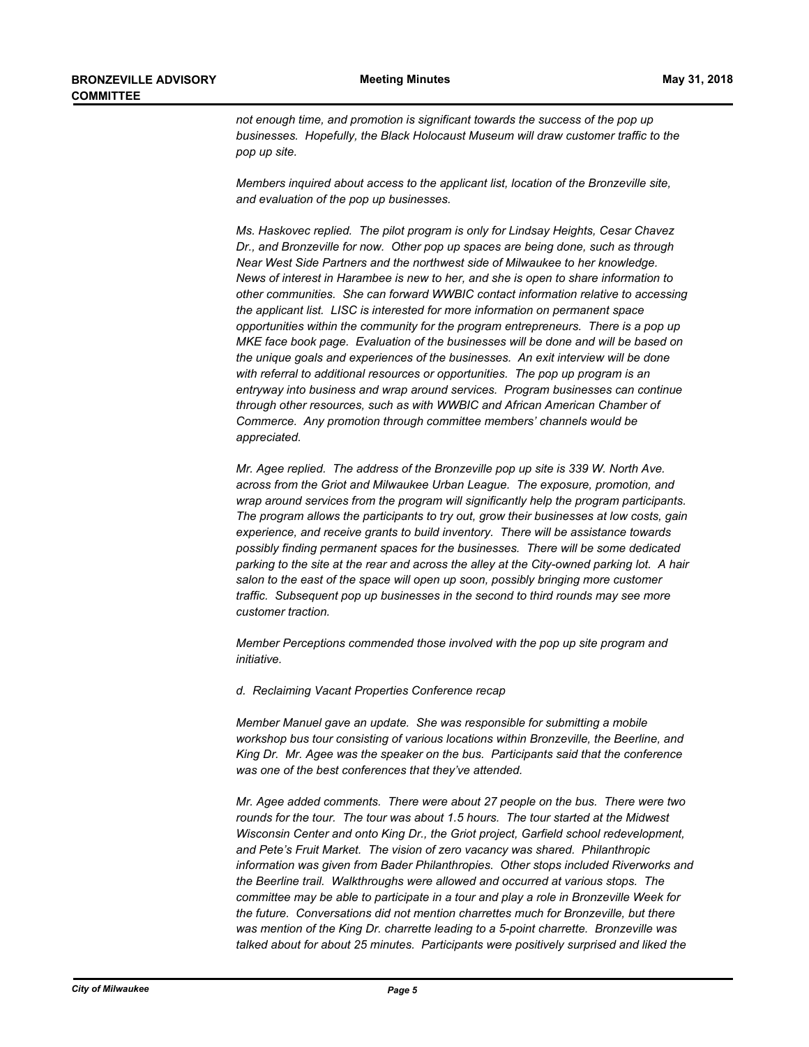*not enough time, and promotion is significant towards the success of the pop up businesses. Hopefully, the Black Holocaust Museum will draw customer traffic to the pop up site.*

*Members inquired about access to the applicant list, location of the Bronzeville site, and evaluation of the pop up businesses.*

*Ms. Haskovec replied. The pilot program is only for Lindsay Heights, Cesar Chavez Dr., and Bronzeville for now. Other pop up spaces are being done, such as through Near West Side Partners and the northwest side of Milwaukee to her knowledge. News of interest in Harambee is new to her, and she is open to share information to other communities. She can forward WWBIC contact information relative to accessing the applicant list. LISC is interested for more information on permanent space opportunities within the community for the program entrepreneurs. There is a pop up MKE face book page. Evaluation of the businesses will be done and will be based on the unique goals and experiences of the businesses. An exit interview will be done with referral to additional resources or opportunities. The pop up program is an entryway into business and wrap around services. Program businesses can continue through other resources, such as with WWBIC and African American Chamber of Commerce. Any promotion through committee members' channels would be appreciated.*

*Mr. Agee replied. The address of the Bronzeville pop up site is 339 W. North Ave. across from the Griot and Milwaukee Urban League. The exposure, promotion, and wrap around services from the program will significantly help the program participants. The program allows the participants to try out, grow their businesses at low costs, gain experience, and receive grants to build inventory. There will be assistance towards possibly finding permanent spaces for the businesses. There will be some dedicated parking to the site at the rear and across the alley at the City-owned parking lot. A hair salon to the east of the space will open up soon, possibly bringing more customer traffic. Subsequent pop up businesses in the second to third rounds may see more customer traction.*

*Member Perceptions commended those involved with the pop up site program and initiative.*

*d. Reclaiming Vacant Properties Conference recap*

*Member Manuel gave an update. She was responsible for submitting a mobile workshop bus tour consisting of various locations within Bronzeville, the Beerline, and King Dr. Mr. Agee was the speaker on the bus. Participants said that the conference was one of the best conferences that they've attended.*

*Mr. Agee added comments. There were about 27 people on the bus. There were two rounds for the tour. The tour was about 1.5 hours. The tour started at the Midwest Wisconsin Center and onto King Dr., the Griot project, Garfield school redevelopment, and Pete's Fruit Market. The vision of zero vacancy was shared. Philanthropic information was given from Bader Philanthropies. Other stops included Riverworks and the Beerline trail. Walkthroughs were allowed and occurred at various stops. The committee may be able to participate in a tour and play a role in Bronzeville Week for the future. Conversations did not mention charrettes much for Bronzeville, but there was mention of the King Dr. charrette leading to a 5-point charrette. Bronzeville was talked about for about 25 minutes. Participants were positively surprised and liked the*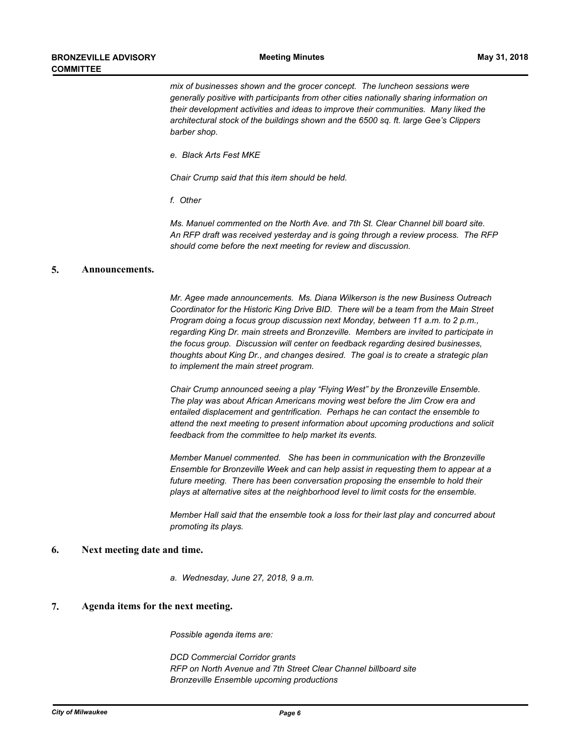*mix of businesses shown and the grocer concept. The luncheon sessions were generally positive with participants from other cities nationally sharing information on their development activities and ideas to improve their communities. Many liked the architectural stock of the buildings shown and the 6500 sq. ft. large Gee's Clippers barber shop.*

*e. Black Arts Fest MKE*

*Chair Crump said that this item should be held.*

*f. Other*

*Ms. Manuel commented on the North Ave. and 7th St. Clear Channel bill board site. An RFP draft was received yesterday and is going through a review process. The RFP should come before the next meeting for review and discussion.*

## 5. Announcements.

*Mr. Agee made announcements. Ms. Diana Wilkerson is the new Business Outreach Coordinator for the Historic King Drive BID. There will be a team from the Main Street Program doing a focus group discussion next Monday, between 11 a.m. to 2 p.m., regarding King Dr. main streets and Bronzeville. Members are invited to participate in the focus group. Discussion will center on feedback regarding desired businesses, thoughts about King Dr., and changes desired. The goal is to create a strategic plan to implement the main street program.*

*Chair Crump announced seeing a play "Flying West" by the Bronzeville Ensemble. The play was about African Americans moving west before the Jim Crow era and entailed displacement and gentrification. Perhaps he can contact the ensemble to attend the next meeting to present information about upcoming productions and solicit feedback from the committee to help market its events.*

*Member Manuel commented. She has been in communication with the Bronzeville Ensemble for Bronzeville Week and can help assist in requesting them to appear at a future meeting. There has been conversation proposing the ensemble to hold their plays at alternative sites at the neighborhood level to limit costs for the ensemble.*

*Member Hall said that the ensemble took a loss for their last play and concurred about promoting its plays.*

## 6. Next meeting date and time.

*a. Wednesday, June 27, 2018, 9 a.m.*

## 7. Agenda items for the next meeting.

*Possible agenda items are:*

*DCD Commercial Corridor grants*
*RFP on North Avenue and 7th Street Clear Channel billboard site*
*Bronzeville Ensemble upcoming productions*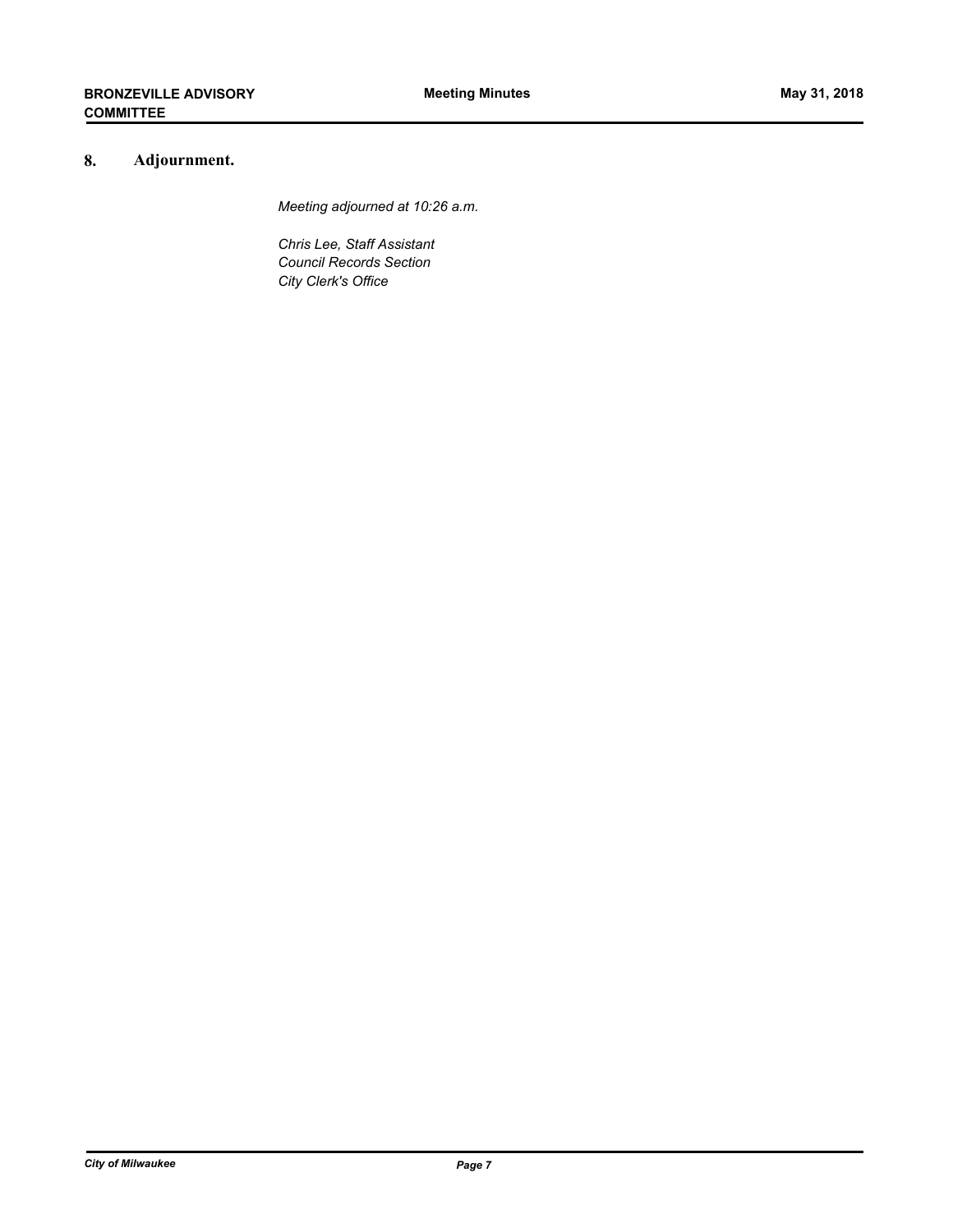## 8. Adjournment.

*Meeting adjourned at 10:26 a.m.*

*Chris Lee, Staff Assistant*
*Council Records Section*
*City Clerk's Office*